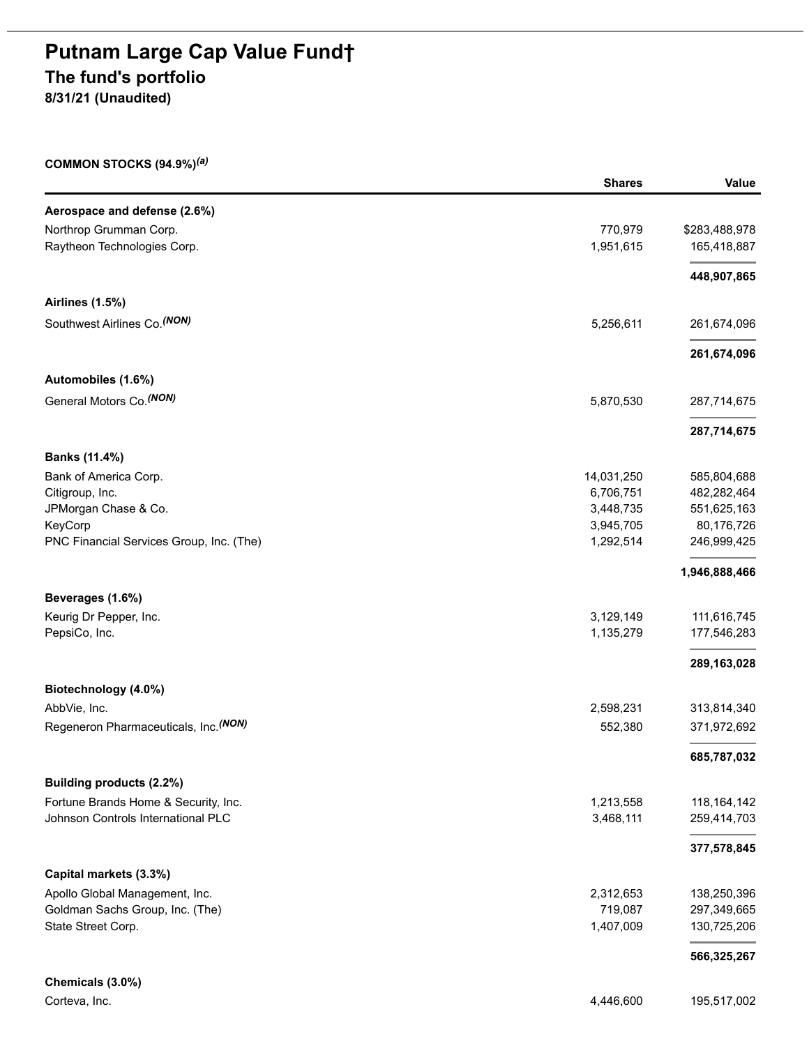# Putnam Large Cap Value Fund†

## The fund's portfolio

**8/31/21 (Unaudited)**

**COMMON STOCKS (94.9%)[(a)]**

| | Shares | Value |
|---|---|---|
| **Aerospace and defense (2.6%)** | | |
| Northrop Grumman Corp. | 770,979 | $283,488,978 |
| Raytheon Technologies Corp. | 1,951,615 | 165,418,887 |
| | | **448,907,865** |
| **Airlines (1.5%)** | | |
| Southwest Airlines Co.[(NON)] | 5,256,611 | 261,674,096 |
| | | **261,674,096** |
| **Automobiles (1.6%)** | | |
| General Motors Co.[(NON)] | 5,870,530 | 287,714,675 |
| | | **287,714,675** |
| **Banks (11.4%)** | | |
| Bank of America Corp. | 14,031,250 | 585,804,688 |
| Citigroup, Inc. | 6,706,751 | 482,282,464 |
| JPMorgan Chase & Co. | 3,448,735 | 551,625,163 |
| KeyCorp | 3,945,705 | 80,176,726 |
| PNC Financial Services Group, Inc. (The) | 1,292,514 | 246,999,425 |
| | | **1,946,888,466** |
| **Beverages (1.6%)** | | |
| Keurig Dr Pepper, Inc. | 3,129,149 | 111,616,745 |
| PepsiCo, Inc. | 1,135,279 | 177,546,283 |
| | | **289,163,028** |
| **Biotechnology (4.0%)** | | |
| AbbVie, Inc. | 2,598,231 | 313,814,340 |
| Regeneron Pharmaceuticals, Inc.[(NON)] | 552,380 | 371,972,692 |
| | | **685,787,032** |
| **Building products (2.2%)** | | |
| Fortune Brands Home & Security, Inc. | 1,213,558 | 118,164,142 |
| Johnson Controls International PLC | 3,468,111 | 259,414,703 |
| | | **377,578,845** |
| **Capital markets (3.3%)** | | |
| Apollo Global Management, Inc. | 2,312,653 | 138,250,396 |
| Goldman Sachs Group, Inc. (The) | 719,087 | 297,349,665 |
| State Street Corp. | 1,407,009 | 130,725,206 |
| | | **566,325,267** |
| **Chemicals (3.0%)** | | |
| Corteva, Inc. | 4,446,600 | 195,517,002 |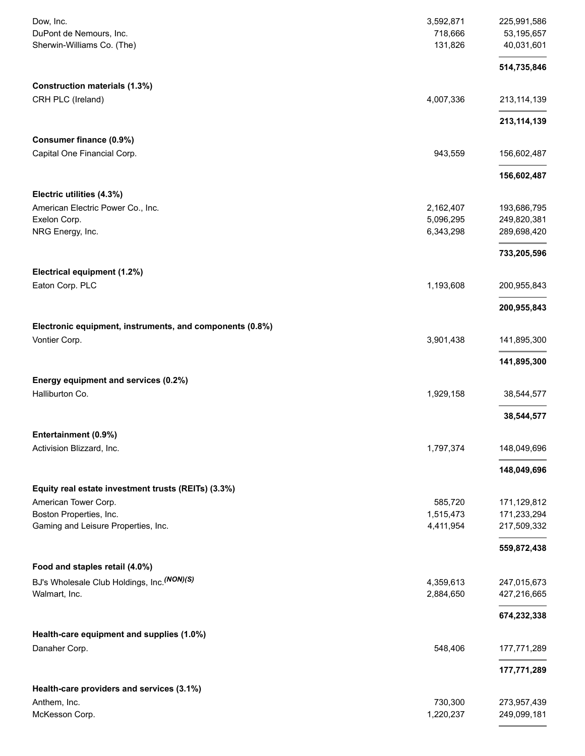| | | |
|---|---|---|
| Dow, Inc. | 3,592,871 | 225,991,586 |
| DuPont de Nemours, Inc. | 718,666 | 53,195,657 |
| Sherwin-Williams Co. (The) | 131,826 | 40,031,601 |
| | | **514,735,846** |
| **Construction materials (1.3%)** | | |
| CRH PLC (Ireland) | 4,007,336 | 213,114,139 |
| | | **213,114,139** |
| **Consumer finance (0.9%)** | | |
| Capital One Financial Corp. | 943,559 | 156,602,487 |
| | | **156,602,487** |
| **Electric utilities (4.3%)** | | |
| American Electric Power Co., Inc. | 2,162,407 | 193,686,795 |
| Exelon Corp. | 5,096,295 | 249,820,381 |
| NRG Energy, Inc. | 6,343,298 | 289,698,420 |
| | | **733,205,596** |
| **Electrical equipment (1.2%)** | | |
| Eaton Corp. PLC | 1,193,608 | 200,955,843 |
| | | **200,955,843** |
| **Electronic equipment, instruments, and components (0.8%)** | | |
| Vontier Corp. | 3,901,438 | 141,895,300 |
| | | **141,895,300** |
| **Energy equipment and services (0.2%)** | | |
| Halliburton Co. | 1,929,158 | 38,544,577 |
| | | **38,544,577** |
| **Entertainment (0.9%)** | | |
| Activision Blizzard, Inc. | 1,797,374 | 148,049,696 |
| | | **148,049,696** |
| **Equity real estate investment trusts (REITs) (3.3%)** | | |
| American Tower Corp. | 585,720 | 171,129,812 |
| Boston Properties, Inc. | 1,515,473 | 171,233,294 |
| Gaming and Leisure Properties, Inc. | 4,411,954 | 217,509,332 |
| | | **559,872,438** |
| **Food and staples retail (4.0%)** | | |
| BJ's Wholesale Club Holdings, Inc. ***(NON)(S)*** | 4,359,613 | 247,015,673 |
| Walmart, Inc. | 2,884,650 | 427,216,665 |
| | | **674,232,338** |
| **Health-care equipment and supplies (1.0%)** | | |
| Danaher Corp. | 548,406 | 177,771,289 |
| | | **177,771,289** |
| **Health-care providers and services (3.1%)** | | |
| Anthem, Inc. | 730,300 | 273,957,439 |
| McKesson Corp. | 1,220,237 | 249,099,181 |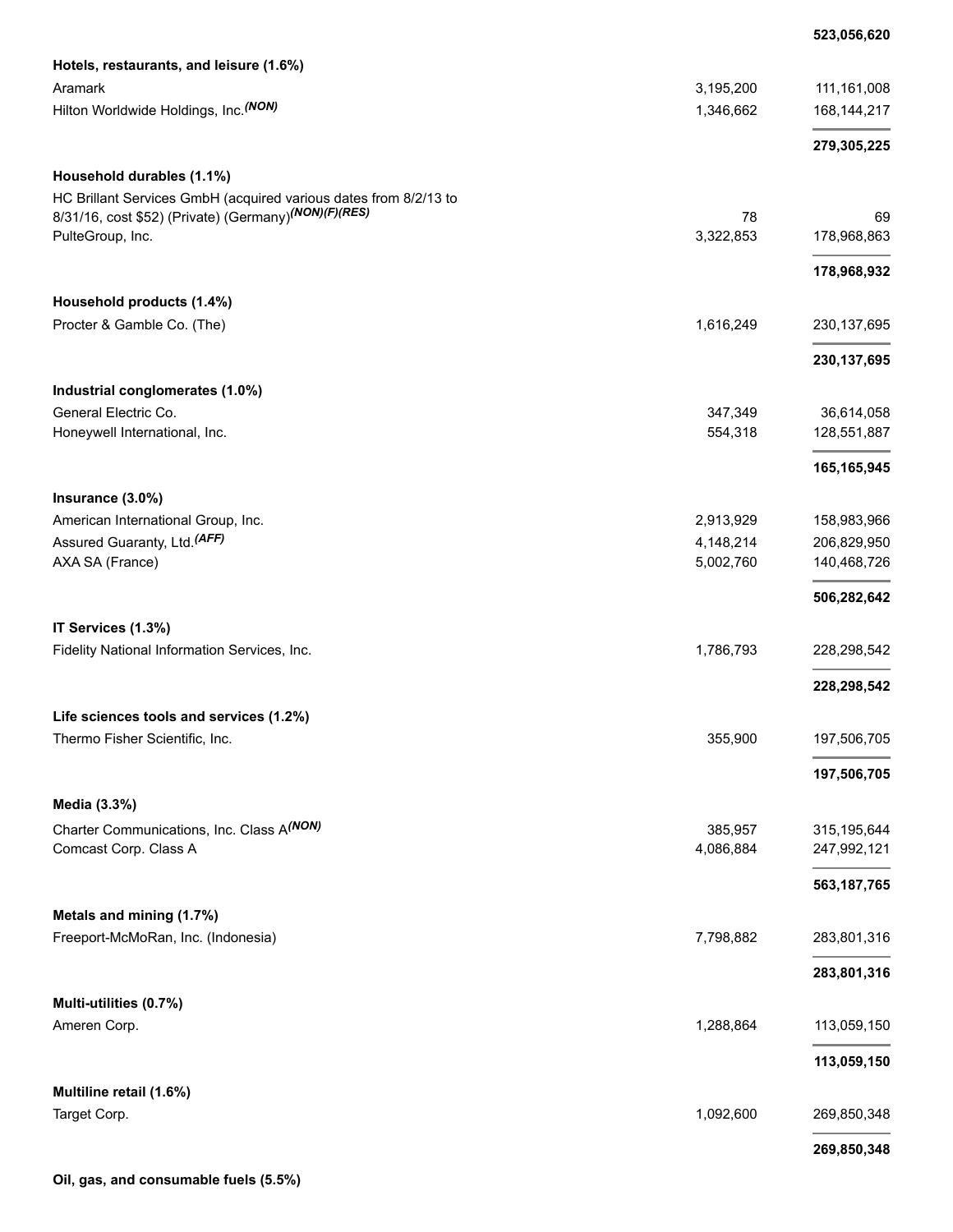| | | |
|---|---|---|
| | | **523,056,620** |
| **Hotels, restaurants, and leisure (1.6%)** | | |
| Aramark | 3,195,200 | 111,161,008 |
| Hilton Worldwide Holdings, Inc. *(NON)* | 1,346,662 | 168,144,217 |
| | | **279,305,225** |
| **Household durables (1.1%)** | | |
| HC Brillant Services GmbH (acquired various dates from 8/2/13 to 8/31/16, cost $52) (Private) (Germany) *(NON)(F)(RES)* | 78 | 69 |
| PulteGroup, Inc. | 3,322,853 | 178,968,863 |
| | | **178,968,932** |
| **Household products (1.4%)** | | |
| Procter & Gamble Co. (The) | 1,616,249 | 230,137,695 |
| | | **230,137,695** |
| **Industrial conglomerates (1.0%)** | | |
| General Electric Co. | 347,349 | 36,614,058 |
| Honeywell International, Inc. | 554,318 | 128,551,887 |
| | | **165,165,945** |
| **Insurance (3.0%)** | | |
| American International Group, Inc. | 2,913,929 | 158,983,966 |
| Assured Guaranty, Ltd. *(AFF)* | 4,148,214 | 206,829,950 |
| AXA SA (France) | 5,002,760 | 140,468,726 |
| | | **506,282,642** |
| **IT Services (1.3%)** | | |
| Fidelity National Information Services, Inc. | 1,786,793 | 228,298,542 |
| | | **228,298,542** |
| **Life sciences tools and services (1.2%)** | | |
| Thermo Fisher Scientific, Inc. | 355,900 | 197,506,705 |
| | | **197,506,705** |
| **Media (3.3%)** | | |
| Charter Communications, Inc. Class A *(NON)* | 385,957 | 315,195,644 |
| Comcast Corp. Class A | 4,086,884 | 247,992,121 |
| | | **563,187,765** |
| **Metals and mining (1.7%)** | | |
| Freeport-McMoRan, Inc. (Indonesia) | 7,798,882 | 283,801,316 |
| | | **283,801,316** |
| **Multi-utilities (0.7%)** | | |
| Ameren Corp. | 1,288,864 | 113,059,150 |
| | | **113,059,150** |
| **Multiline retail (1.6%)** | | |
| Target Corp. | 1,092,600 | 269,850,348 |
| | | **269,850,348** |
| **Oil, gas, and consumable fuels (5.5%)** | | |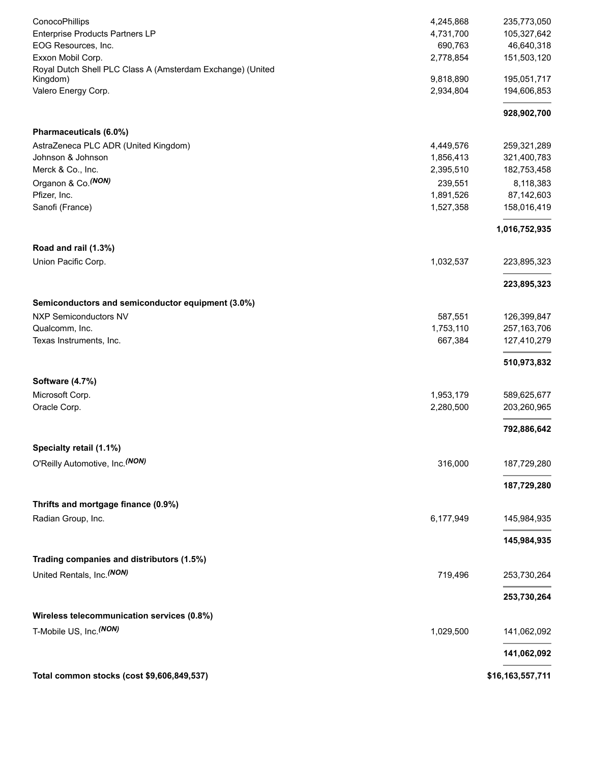| | | |
|---|---|---|
| ConocoPhillips | 4,245,868 | 235,773,050 |
| Enterprise Products Partners LP | 4,731,700 | 105,327,642 |
| EOG Resources, Inc. | 690,763 | 46,640,318 |
| Exxon Mobil Corp. | 2,778,854 | 151,503,120 |
| Royal Dutch Shell PLC Class A (Amsterdam Exchange) (United Kingdom) | 9,818,890 | 195,051,717 |
| Valero Energy Corp. | 2,934,804 | 194,606,853 |
| | | **928,902,700** |
| **Pharmaceuticals (6.0%)** | | |
| AstraZeneca PLC ADR (United Kingdom) | 4,449,576 | 259,321,289 |
| Johnson & Johnson | 1,856,413 | 321,400,783 |
| Merck & Co., Inc. | 2,395,510 | 182,753,458 |
| Organon & Co. ***(NON)*** | 239,551 | 8,118,383 |
| Pfizer, Inc. | 1,891,526 | 87,142,603 |
| Sanofi (France) | 1,527,358 | 158,016,419 |
| | | **1,016,752,935** |
| **Road and rail (1.3%)** | | |
| Union Pacific Corp. | 1,032,537 | 223,895,323 |
| | | **223,895,323** |
| **Semiconductors and semiconductor equipment (3.0%)** | | |
| NXP Semiconductors NV | 587,551 | 126,399,847 |
| Qualcomm, Inc. | 1,753,110 | 257,163,706 |
| Texas Instruments, Inc. | 667,384 | 127,410,279 |
| | | **510,973,832** |
| **Software (4.7%)** | | |
| Microsoft Corp. | 1,953,179 | 589,625,677 |
| Oracle Corp. | 2,280,500 | 203,260,965 |
| | | **792,886,642** |
| **Specialty retail (1.1%)** | | |
| O'Reilly Automotive, Inc. ***(NON)*** | 316,000 | 187,729,280 |
| | | **187,729,280** |
| **Thrifts and mortgage finance (0.9%)** | | |
| Radian Group, Inc. | 6,177,949 | 145,984,935 |
| | | **145,984,935** |
| **Trading companies and distributors (1.5%)** | | |
| United Rentals, Inc. ***(NON)*** | 719,496 | 253,730,264 |
| | | **253,730,264** |
| **Wireless telecommunication services (0.8%)** | | |
| T-Mobile US, Inc. ***(NON)*** | 1,029,500 | 141,062,092 |
| | | **141,062,092** |
| **Total common stocks (cost $9,606,849,537)** | | **$16,163,557,711** |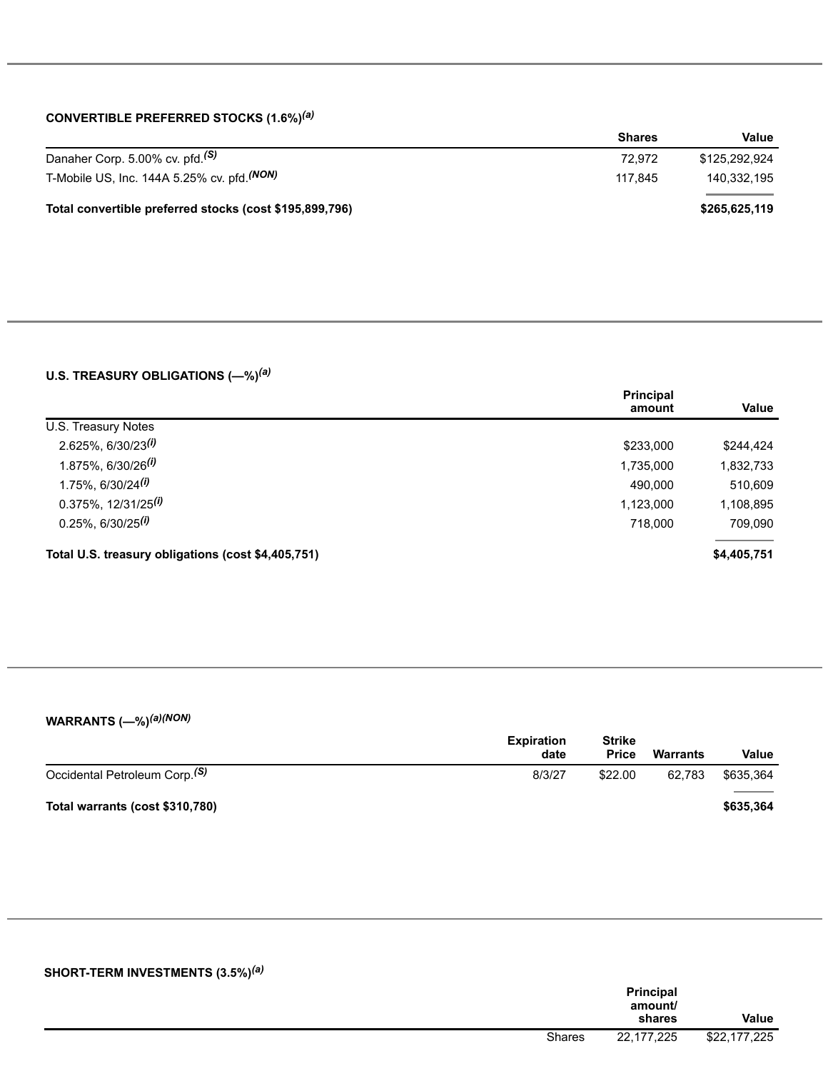### CONVERTIBLE PREFERRED STOCKS (1.6%)[a]

| | Shares | Value |
|---|---|---|
| Danaher Corp. 5.00% cv. pfd.[S] | 72,972 | $125,292,924 |
| T-Mobile US, Inc. 144A 5.25% cv. pfd.[NON] | 117,845 | 140,332,195 |
| **Total convertible preferred stocks (cost $195,899,796)** | | **$265,625,119** |

### U.S. TREASURY OBLIGATIONS (—%)[a]

| | Principal amount | Value |
|---|---|---|
| U.S. Treasury Notes | | |
| 2.625%, 6/30/23[i] | $233,000 | $244,424 |
| 1.875%, 6/30/26[i] | 1,735,000 | 1,832,733 |
| 1.75%, 6/30/24[i] | 490,000 | 510,609 |
| 0.375%, 12/31/25[i] | 1,123,000 | 1,108,895 |
| 0.25%, 6/30/25[i] | 718,000 | 709,090 |
| **Total U.S. treasury obligations (cost $4,405,751)** | | **$4,405,751** |

### WARRANTS (—%)[a][NON]

| | Expiration date | Strike Price | Warrants | Value |
|---|---|---|---|---|
| Occidental Petroleum Corp.[S] | 8/3/27 | $22.00 | 62,783 | $635,364 |
| **Total warrants (cost $310,780)** | | | | **$635,364** |

### SHORT-TERM INVESTMENTS (3.5%)[a]

| | | Principal amount/ shares | Value |
|---|---|---|---|
| | Shares | 22,177,225 | $22,177,225 |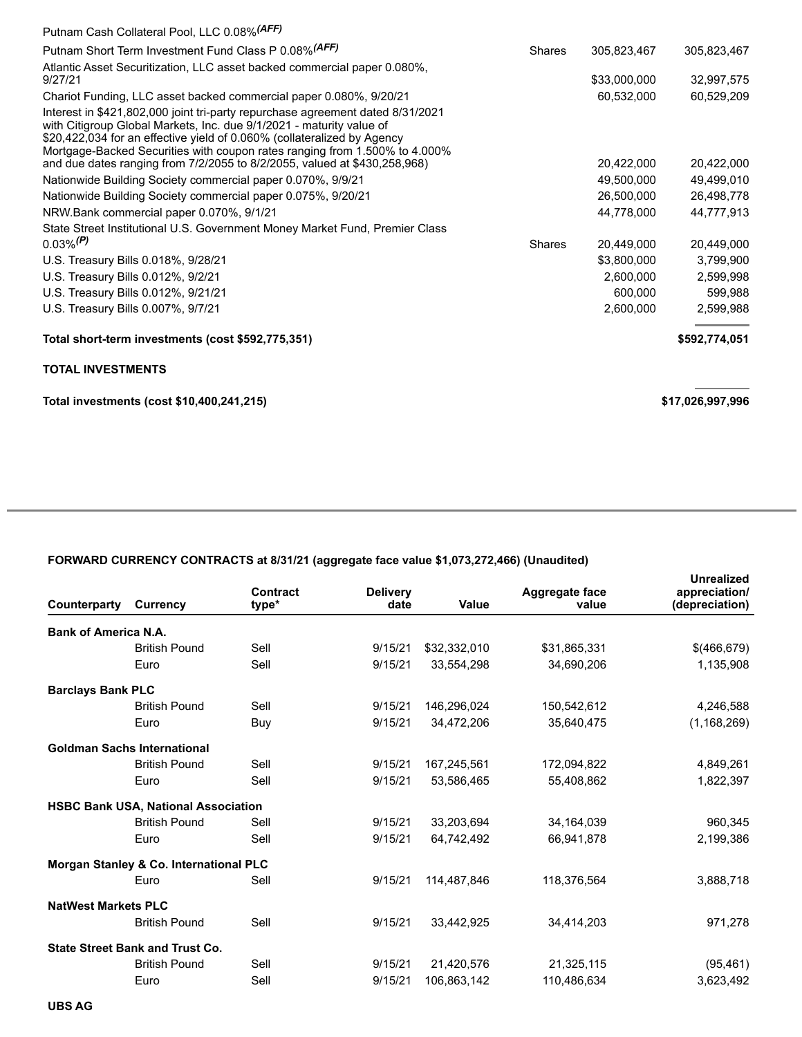| | | | |
|---|---|---|---|
| Putnam Cash Collateral Pool, LLC 0.08%(AFF) | | | |
| Putnam Short Term Investment Fund Class P 0.08%(AFF) | Shares | 305,823,467 | 305,823,467 |
| Atlantic Asset Securitization, LLC asset backed commercial paper 0.080%, 9/27/21 | | $33,000,000 | 32,997,575 |
| Chariot Funding, LLC asset backed commercial paper 0.080%, 9/20/21 | | 60,532,000 | 60,529,209 |
| Interest in $421,802,000 joint tri-party repurchase agreement dated 8/31/2021 with Citigroup Global Markets, Inc. due 9/1/2021 - maturity value of $20,422,034 for an effective yield of 0.060% (collateralized by Agency Mortgage-Backed Securities with coupon rates ranging from 1.500% to 4.000% and due dates ranging from 7/2/2055 to 8/2/2055, valued at $430,258,968) | | 20,422,000 | 20,422,000 |
| Nationwide Building Society commercial paper 0.070%, 9/9/21 | | 49,500,000 | 49,499,010 |
| Nationwide Building Society commercial paper 0.075%, 9/20/21 | | 26,500,000 | 26,498,778 |
| NRW.Bank commercial paper 0.070%, 9/1/21 | | 44,778,000 | 44,777,913 |
| State Street Institutional U.S. Government Money Market Fund, Premier Class 0.03%(P) | Shares | 20,449,000 | 20,449,000 |
| U.S. Treasury Bills 0.018%, 9/28/21 | | $3,800,000 | 3,799,900 |
| U.S. Treasury Bills 0.012%, 9/2/21 | | 2,600,000 | 2,599,998 |
| U.S. Treasury Bills 0.012%, 9/21/21 | | 600,000 | 599,988 |
| U.S. Treasury Bills 0.007%, 9/7/21 | | 2,600,000 | 2,599,988 |
| **Total short-term investments (cost $592,775,351)** | | | **$592,774,051** |
| **TOTAL INVESTMENTS** | | | |
| **Total investments (cost $10,400,241,215)** | | | **$17,026,997,996** |

**FORWARD CURRENCY CONTRACTS at 8/31/21 (aggregate face value $1,073,272,466) (Unaudited)**

| Counterparty | Currency | Contract type* | Delivery date | Value | Aggregate face value | Unrealized appreciation/ (depreciation) |
|---|---|---|---|---|---|---|
| **Bank of America N.A.** | | | | | | |
| | British Pound | Sell | 9/15/21 | $32,332,010 | $31,865,331 | $(466,679) |
| | Euro | Sell | 9/15/21 | 33,554,298 | 34,690,206 | 1,135,908 |
| **Barclays Bank PLC** | | | | | | |
| | British Pound | Sell | 9/15/21 | 146,296,024 | 150,542,612 | 4,246,588 |
| | Euro | Buy | 9/15/21 | 34,472,206 | 35,640,475 | (1,168,269) |
| **Goldman Sachs International** | | | | | | |
| | British Pound | Sell | 9/15/21 | 167,245,561 | 172,094,822 | 4,849,261 |
| | Euro | Sell | 9/15/21 | 53,586,465 | 55,408,862 | 1,822,397 |
| **HSBC Bank USA, National Association** | | | | | | |
| | British Pound | Sell | 9/15/21 | 33,203,694 | 34,164,039 | 960,345 |
| | Euro | Sell | 9/15/21 | 64,742,492 | 66,941,878 | 2,199,386 |
| **Morgan Stanley & Co. International PLC** | | | | | | |
| | Euro | Sell | 9/15/21 | 114,487,846 | 118,376,564 | 3,888,718 |
| **NatWest Markets PLC** | | | | | | |
| | British Pound | Sell | 9/15/21 | 33,442,925 | 34,414,203 | 971,278 |
| **State Street Bank and Trust Co.** | | | | | | |
| | British Pound | Sell | 9/15/21 | 21,420,576 | 21,325,115 | (95,461) |
| | Euro | Sell | 9/15/21 | 106,863,142 | 110,486,634 | 3,623,492 |
| **UBS AG** | | | | | | |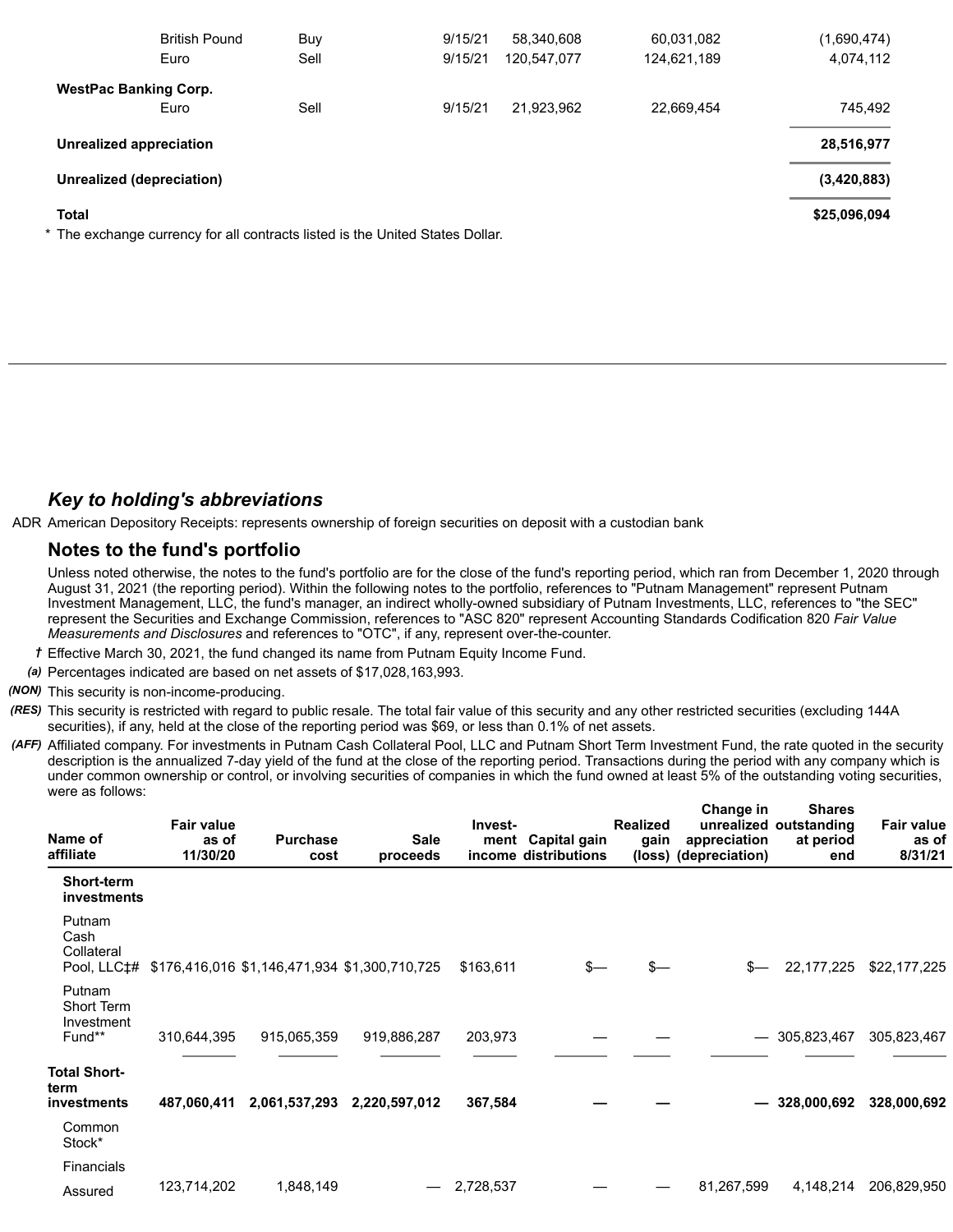| | | | | | |
|---|---|---|---|---|---|
| British Pound | Buy | 9/15/21 | 58,340,608 | 60,031,082 | (1,690,474) |
| Euro | Sell | 9/15/21 | 120,547,077 | 124,621,189 | 4,074,112 |
| **WestPac Banking Corp.** | | | | | |
| Euro | Sell | 9/15/21 | 21,923,962 | 22,669,454 | 745,492 |
| **Unrealized appreciation** | | | | | **28,516,977** |
| **Unrealized (depreciation)** | | | | | **(3,420,883)** |
| **Total** | | | | | **$25,096,094** |

\* The exchange currency for all contracts listed is the United States Dollar.

## *Key to holding's abbreviations*

ADR American Depository Receipts: represents ownership of foreign securities on deposit with a custodian bank

## Notes to the fund's portfolio

Unless noted otherwise, the notes to the fund's portfolio are for the close of the fund's reporting period, which ran from December 1, 2020 through August 31, 2021 (the reporting period). Within the following notes to the portfolio, references to "Putnam Management" represent Putnam Investment Management, LLC, the fund's manager, an indirect wholly-owned subsidiary of Putnam Investments, LLC, references to "the SEC" represent the Securities and Exchange Commission, references to "ASC 820" represent Accounting Standards Codification 820 *Fair Value Measurements and Disclosures* and references to "OTC", if any, represent over-the-counter.

*†* Effective March 30, 2021, the fund changed its name from Putnam Equity Income Fund.

*(a)* Percentages indicated are based on net assets of $17,028,163,993.

*(NON)* This security is non-income-producing.

*(RES)* This security is restricted with regard to public resale. The total fair value of this security and any other restricted securities (excluding 144A securities), if any, held at the close of the reporting period was $69, or less than 0.1% of net assets.

*(AFF)* Affiliated company. For investments in Putnam Cash Collateral Pool, LLC and Putnam Short Term Investment Fund, the rate quoted in the security description is the annualized 7-day yield of the fund at the close of the reporting period. Transactions during the period with any company which is under common ownership or control, or involving securities of companies in which the fund owned at least 5% of the outstanding voting securities, were as follows:

| Name of affiliate | Fair value as of 11/30/20 | Purchase cost | Sale proceeds | Investment income | Capital gain distributions | Realized gain (loss) | Change in unrealized appreciation (depreciation) | Shares outstanding at period end | Fair value as of 8/31/21 |
|---|---|---|---|---|---|---|---|---|---|
| **Short-term investments** | | | | | | | | | |
| Putnam Cash Collateral Pool, LLC‡# | $176,416,016 | $1,146,471,934 | $1,300,710,725 | $163,611 | $— | $— | $— | 22,177,225 | $22,177,225 |
| Putnam Short Term Investment Fund** | 310,644,395 | 915,065,359 | 919,886,287 | 203,973 | — | — | — | 305,823,467 | 305,823,467 |
| **Total Short-term investments** | **487,060,411** | **2,061,537,293** | **2,220,597,012** | **367,584** | **—** | **—** | **—** | **328,000,692** | **328,000,692** |
| Common Stock* | | | | | | | | | |
| Financials | | | | | | | | | |
| Assured | 123,714,202 | 1,848,149 | — | 2,728,537 | — | — | 81,267,599 | 4,148,214 | 206,829,950 |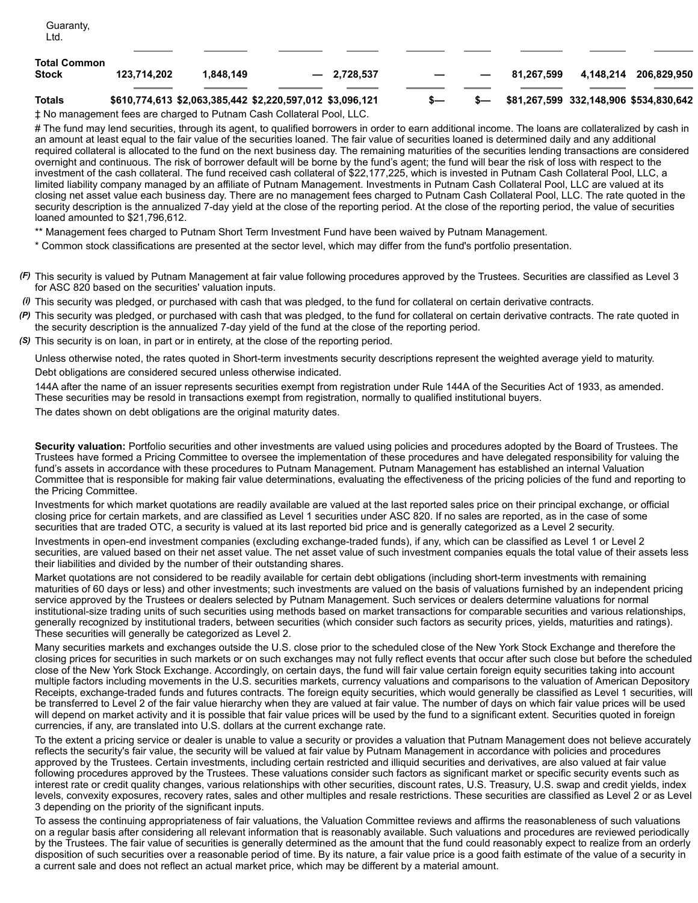| | | | | | | | | | |
|---|---|---|---|---|---|---|---|---|---|
| Guaranty, Ltd. | | | | | | | | | |
| **Total Common Stock** | **123,714,202** | **1,848,149** | **—** | **2,728,537** | **—** | **—** | **81,267,599** | **4,148,214** | **206,829,950** |
| **Totals** | **$610,774,613** | **$2,063,385,442** | **$2,220,597,012** | **$3,096,121** | **$—** | **$—** | **$81,267,599** | **332,148,906** | **$534,830,642** |

‡ No management fees are charged to Putnam Cash Collateral Pool, LLC.

# The fund may lend securities, through its agent, to qualified borrowers in order to earn additional income. The loans are collateralized by cash in an amount at least equal to the fair value of the securities loaned. The fair value of securities loaned is determined daily and any additional required collateral is allocated to the fund on the next business day. The remaining maturities of the securities lending transactions are considered overnight and continuous. The risk of borrower default will be borne by the fund's agent; the fund will bear the risk of loss with respect to the investment of the cash collateral. The fund received cash collateral of $22,177,225, which is invested in Putnam Cash Collateral Pool, LLC, a limited liability company managed by an affiliate of Putnam Management. Investments in Putnam Cash Collateral Pool, LLC are valued at its closing net asset value each business day. There are no management fees charged to Putnam Cash Collateral Pool, LLC. The rate quoted in the security description is the annualized 7-day yield at the close of the reporting period. At the close of the reporting period, the value of securities loaned amounted to $21,796,612.

** Management fees charged to Putnam Short Term Investment Fund have been waived by Putnam Management.

* Common stock classifications are presented at the sector level, which may differ from the fund's portfolio presentation.

*(F)* This security is valued by Putnam Management at fair value following procedures approved by the Trustees. Securities are classified as Level 3 for ASC 820 based on the securities' valuation inputs.

*(i)* This security was pledged, or purchased with cash that was pledged, to the fund for collateral on certain derivative contracts.

*(P)* This security was pledged, or purchased with cash that was pledged, to the fund for collateral on certain derivative contracts. The rate quoted in the security description is the annualized 7-day yield of the fund at the close of the reporting period.

*(S)* This security is on loan, in part or in entirety, at the close of the reporting period.

Unless otherwise noted, the rates quoted in Short-term investments security descriptions represent the weighted average yield to maturity.

Debt obligations are considered secured unless otherwise indicated.

144A after the name of an issuer represents securities exempt from registration under Rule 144A of the Securities Act of 1933, as amended. These securities may be resold in transactions exempt from registration, normally to qualified institutional buyers.

The dates shown on debt obligations are the original maturity dates.

**Security valuation:** Portfolio securities and other investments are valued using policies and procedures adopted by the Board of Trustees. The Trustees have formed a Pricing Committee to oversee the implementation of these procedures and have delegated responsibility for valuing the fund's assets in accordance with these procedures to Putnam Management. Putnam Management has established an internal Valuation Committee that is responsible for making fair value determinations, evaluating the effectiveness of the pricing policies of the fund and reporting to the Pricing Committee.

Investments for which market quotations are readily available are valued at the last reported sales price on their principal exchange, or official closing price for certain markets, and are classified as Level 1 securities under ASC 820. If no sales are reported, as in the case of some securities that are traded OTC, a security is valued at its last reported bid price and is generally categorized as a Level 2 security.

Investments in open-end investment companies (excluding exchange-traded funds), if any, which can be classified as Level 1 or Level 2 securities, are valued based on their net asset value. The net asset value of such investment companies equals the total value of their assets less their liabilities and divided by the number of their outstanding shares.

Market quotations are not considered to be readily available for certain debt obligations (including short-term investments with remaining maturities of 60 days or less) and other investments; such investments are valued on the basis of valuations furnished by an independent pricing service approved by the Trustees or dealers selected by Putnam Management. Such services or dealers determine valuations for normal institutional-size trading units of such securities using methods based on market transactions for comparable securities and various relationships, generally recognized by institutional traders, between securities (which consider such factors as security prices, yields, maturities and ratings). These securities will generally be categorized as Level 2.

Many securities markets and exchanges outside the U.S. close prior to the scheduled close of the New York Stock Exchange and therefore the closing prices for securities in such markets or on such exchanges may not fully reflect events that occur after such close but before the scheduled close of the New York Stock Exchange. Accordingly, on certain days, the fund will fair value certain foreign equity securities taking into account multiple factors including movements in the U.S. securities markets, currency valuations and comparisons to the valuation of American Depository Receipts, exchange-traded funds and futures contracts. The foreign equity securities, which would generally be classified as Level 1 securities, will be transferred to Level 2 of the fair value hierarchy when they are valued at fair value. The number of days on which fair value prices will be used will depend on market activity and it is possible that fair value prices will be used by the fund to a significant extent. Securities quoted in foreign currencies, if any, are translated into U.S. dollars at the current exchange rate.

To the extent a pricing service or dealer is unable to value a security or provides a valuation that Putnam Management does not believe accurately reflects the security's fair value, the security will be valued at fair value by Putnam Management in accordance with policies and procedures approved by the Trustees. Certain investments, including certain restricted and illiquid securities and derivatives, are also valued at fair value following procedures approved by the Trustees. These valuations consider such factors as significant market or specific security events such as interest rate or credit quality changes, various relationships with other securities, discount rates, U.S. Treasury, U.S. swap and credit yields, index levels, convexity exposures, recovery rates, sales and other multiples and resale restrictions. These securities are classified as Level 2 or as Level 3 depending on the priority of the significant inputs.

To assess the continuing appropriateness of fair valuations, the Valuation Committee reviews and affirms the reasonableness of such valuations on a regular basis after considering all relevant information that is reasonably available. Such valuations and procedures are reviewed periodically by the Trustees. The fair value of securities is generally determined as the amount that the fund could reasonably expect to realize from an orderly disposition of such securities over a reasonable period of time. By its nature, a fair value price is a good faith estimate of the value of a security in a current sale and does not reflect an actual market price, which may be different by a material amount.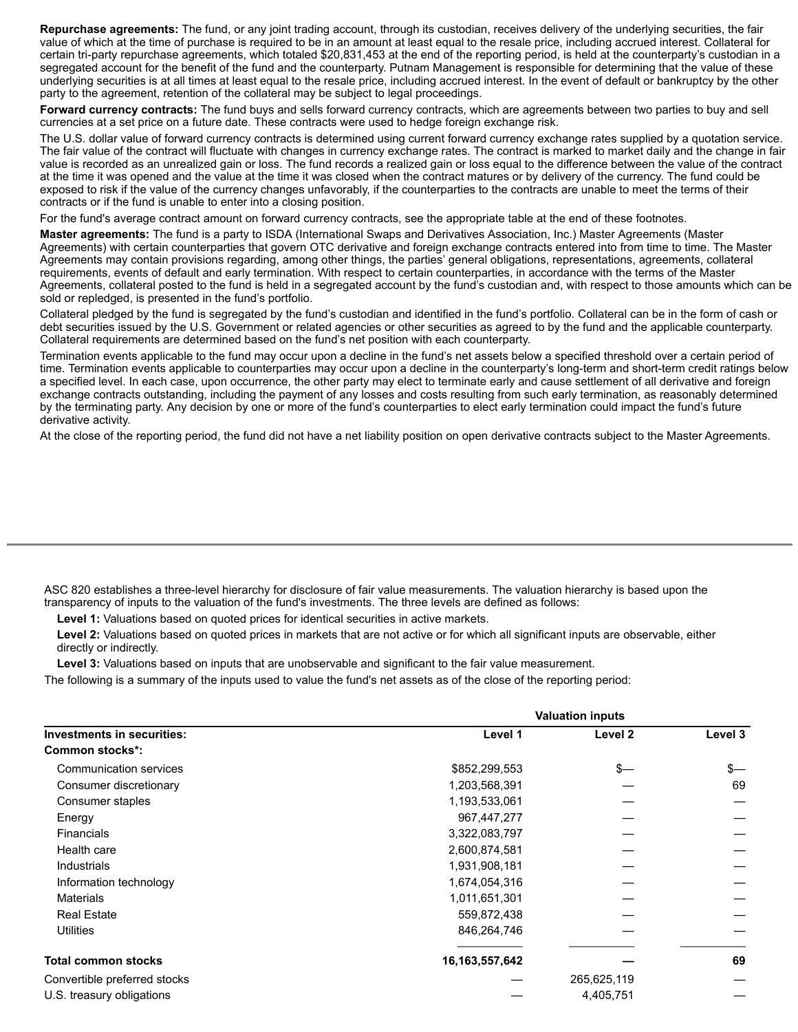**Repurchase agreements:** The fund, or any joint trading account, through its custodian, receives delivery of the underlying securities, the fair value of which at the time of purchase is required to be in an amount at least equal to the resale price, including accrued interest. Collateral for certain tri-party repurchase agreements, which totaled $20,831,453 at the end of the reporting period, is held at the counterparty's custodian in a segregated account for the benefit of the fund and the counterparty. Putnam Management is responsible for determining that the value of these underlying securities is at all times at least equal to the resale price, including accrued interest. In the event of default or bankruptcy by the other party to the agreement, retention of the collateral may be subject to legal proceedings.

**Forward currency contracts:** The fund buys and sells forward currency contracts, which are agreements between two parties to buy and sell currencies at a set price on a future date. These contracts were used to hedge foreign exchange risk.

The U.S. dollar value of forward currency contracts is determined using current forward currency exchange rates supplied by a quotation service. The fair value of the contract will fluctuate with changes in currency exchange rates. The contract is marked to market daily and the change in fair value is recorded as an unrealized gain or loss. The fund records a realized gain or loss equal to the difference between the value of the contract at the time it was opened and the value at the time it was closed when the contract matures or by delivery of the currency. The fund could be exposed to risk if the value of the currency changes unfavorably, if the counterparties to the contracts are unable to meet the terms of their contracts or if the fund is unable to enter into a closing position.

For the fund's average contract amount on forward currency contracts, see the appropriate table at the end of these footnotes.

**Master agreements:** The fund is a party to ISDA (International Swaps and Derivatives Association, Inc.) Master Agreements (Master Agreements) with certain counterparties that govern OTC derivative and foreign exchange contracts entered into from time to time. The Master Agreements may contain provisions regarding, among other things, the parties' general obligations, representations, agreements, collateral requirements, events of default and early termination. With respect to certain counterparties, in accordance with the terms of the Master Agreements, collateral posted to the fund is held in a segregated account by the fund's custodian and, with respect to those amounts which can be sold or repledged, is presented in the fund's portfolio.

Collateral pledged by the fund is segregated by the fund's custodian and identified in the fund's portfolio. Collateral can be in the form of cash or debt securities issued by the U.S. Government or related agencies or other securities as agreed to by the fund and the applicable counterparty. Collateral requirements are determined based on the fund's net position with each counterparty.

Termination events applicable to the fund may occur upon a decline in the fund's net assets below a specified threshold over a certain period of time. Termination events applicable to counterparties may occur upon a decline in the counterparty's long-term and short-term credit ratings below a specified level. In each case, upon occurrence, the other party may elect to terminate early and cause settlement of all derivative and foreign exchange contracts outstanding, including the payment of any losses and costs resulting from such early termination, as reasonably determined by the terminating party. Any decision by one or more of the fund's counterparties to elect early termination could impact the fund's future derivative activity.

At the close of the reporting period, the fund did not have a net liability position on open derivative contracts subject to the Master Agreements.

ASC 820 establishes a three-level hierarchy for disclosure of fair value measurements. The valuation hierarchy is based upon the transparency of inputs to the valuation of the fund's investments. The three levels are defined as follows:

**Level 1:** Valuations based on quoted prices for identical securities in active markets.

**Level 2:** Valuations based on quoted prices in markets that are not active or for which all significant inputs are observable, either directly or indirectly.

**Level 3:** Valuations based on inputs that are unobservable and significant to the fair value measurement.

The following is a summary of the inputs used to value the fund's net assets as of the close of the reporting period:

| | Valuation inputs | | |
|---|---|---|---|
| **Investments in securities:** | **Level 1** | **Level 2** | **Level 3** |
| **Common stocks*:** | | | |
| Communication services | $852,299,553 | $— | $— |
| Consumer discretionary | 1,203,568,391 | — | 69 |
| Consumer staples | 1,193,533,061 | — | — |
| Energy | 967,447,277 | — | — |
| Financials | 3,322,083,797 | — | — |
| Health care | 2,600,874,581 | — | — |
| Industrials | 1,931,908,181 | — | — |
| Information technology | 1,674,054,316 | — | — |
| Materials | 1,011,651,301 | — | — |
| Real Estate | 559,872,438 | — | — |
| Utilities | 846,264,746 | — | — |
| **Total common stocks** | **16,163,557,642** | **—** | **69** |
| Convertible preferred stocks | — | 265,625,119 | — |
| U.S. treasury obligations | — | 4,405,751 | — |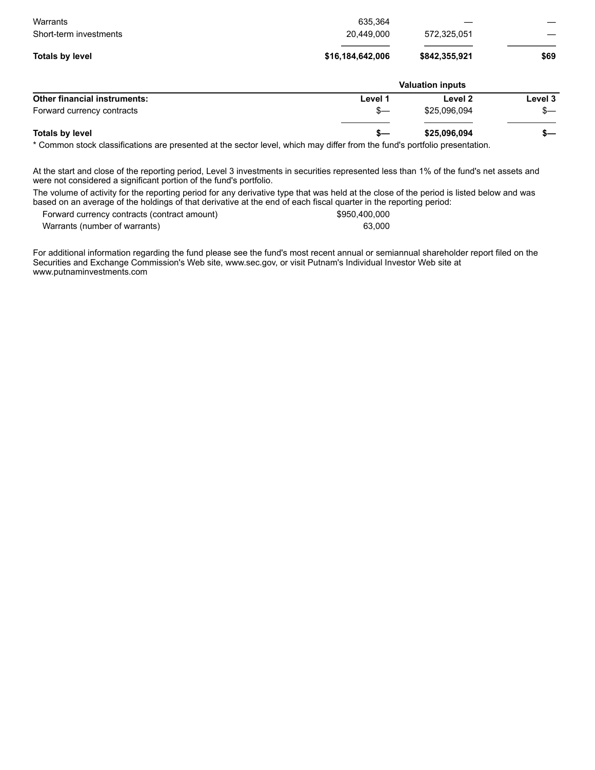| | | | |
|---|---|---|---|
| Warrants | 635,364 | — | — |
| Short-term investments | 20,449,000 | 572,325,051 | — |
| **Totals by level** | **$16,184,642,006** | **$842,355,921** | **$69** |

| | **Valuation inputs** | | |
|---|---|---|---|
| **Other financial instruments:** | **Level 1** | **Level 2** | **Level 3** |
| Forward currency contracts | $— | $25,096,094 | $— |
| **Totals by level** | **$—** | **$25,096,094** | **$—** |

* Common stock classifications are presented at the sector level, which may differ from the fund's portfolio presentation.

At the start and close of the reporting period, Level 3 investments in securities represented less than 1% of the fund's net assets and were not considered a significant portion of the fund's portfolio.

The volume of activity for the reporting period for any derivative type that was held at the close of the period is listed below and was based on an average of the holdings of that derivative at the end of each fiscal quarter in the reporting period:

| | |
|---|---|
| Forward currency contracts (contract amount) | $950,400,000 |
| Warrants (number of warrants) | 63,000 |

For additional information regarding the fund please see the fund's most recent annual or semiannual shareholder report filed on the Securities and Exchange Commission's Web site, www.sec.gov, or visit Putnam's Individual Investor Web site at www.putnaminvestments.com